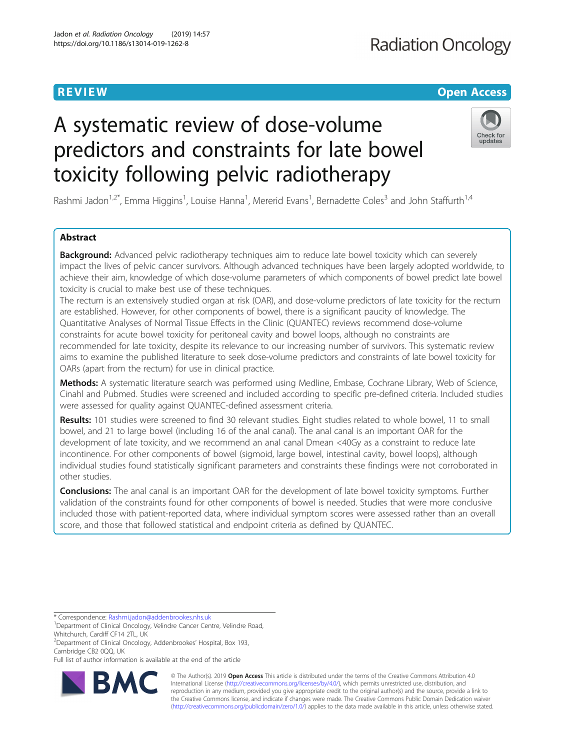REVIEW Open Access

# A systematic review of dose-volume predictors and constraints for late bowel toxicity following pelvic radiotherapy

Rashmi Jadon[1,2*], Emma Higgins[1], Louise Hanna[1], Mererid Evans[1], Bernadette Coles[3] and John Staffurth[1,4]

## Abstract

**Background:** Advanced pelvic radiotherapy techniques aim to reduce late bowel toxicity which can severely impact the lives of pelvic cancer survivors. Although advanced techniques have been largely adopted worldwide, to achieve their aim, knowledge of which dose-volume parameters of which components of bowel predict late bowel toxicity is crucial to make best use of these techniques.

The rectum is an extensively studied organ at risk (OAR), and dose-volume predictors of late toxicity for the rectum are established. However, for other components of bowel, there is a significant paucity of knowledge. The Quantitative Analyses of Normal Tissue Effects in the Clinic (QUANTEC) reviews recommend dose-volume constraints for acute bowel toxicity for peritoneal cavity and bowel loops, although no constraints are recommended for late toxicity, despite its relevance to our increasing number of survivors. This systematic review aims to examine the published literature to seek dose-volume predictors and constraints of late bowel toxicity for OARs (apart from the rectum) for use in clinical practice.

**Methods:** A systematic literature search was performed using Medline, Embase, Cochrane Library, Web of Science, Cinahl and Pubmed. Studies were screened and included according to specific pre-defined criteria. Included studies were assessed for quality against QUANTEC-defined assessment criteria.

**Results:** 101 studies were screened to find 30 relevant studies. Eight studies related to whole bowel, 11 to small bowel, and 21 to large bowel (including 16 of the anal canal). The anal canal is an important OAR for the development of late toxicity, and we recommend an anal canal Dmean <40Gy as a constraint to reduce late incontinence. For other components of bowel (sigmoid, large bowel, intestinal cavity, bowel loops), although individual studies found statistically significant parameters and constraints these findings were not corroborated in other studies.

**Conclusions:** The anal canal is an important OAR for the development of late bowel toxicity symptoms. Further validation of the constraints found for other components of bowel is needed. Studies that were more conclusive included those with patient-reported data, where individual symptom scores were assessed rather than an overall score, and those that followed statistical and endpoint criteria as defined by QUANTEC.

* Correspondence: Rashmi.jadon@addenbrookes.nhs.uk
[1]Department of Clinical Oncology, Velindre Cancer Centre, Velindre Road, Whitchurch, Cardiff CF14 2TL, UK
[2]Department of Clinical Oncology, Addenbrookes' Hospital, Box 193, Cambridge CB2 0QQ, UK
Full list of author information is available at the end of the article

© The Author(s). 2019 **Open Access** This article is distributed under the terms of the Creative Commons Attribution 4.0 International License (http://creativecommons.org/licenses/by/4.0/), which permits unrestricted use, distribution, and reproduction in any medium, provided you give appropriate credit to the original author(s) and the source, provide a link to the Creative Commons license, and indicate if changes were made. The Creative Commons Public Domain Dedication waiver (http://creativecommons.org/publicdomain/zero/1.0/) applies to the data made available in this article, unless otherwise stated.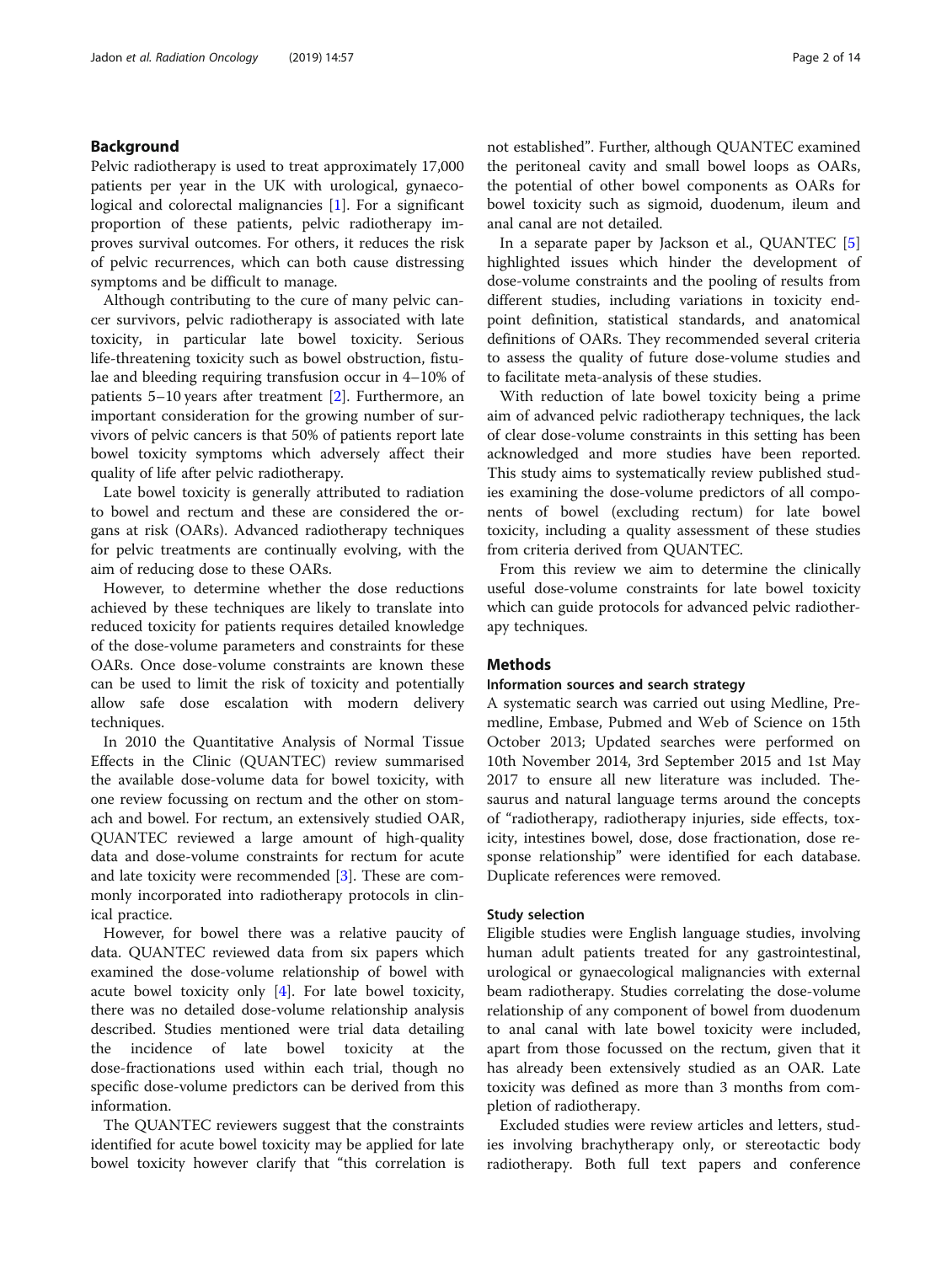## Background

Pelvic radiotherapy is used to treat approximately 17,000 patients per year in the UK with urological, gynaecological and colorectal malignancies [1]. For a significant proportion of these patients, pelvic radiotherapy improves survival outcomes. For others, it reduces the risk of pelvic recurrences, which can both cause distressing symptoms and be difficult to manage.

Although contributing to the cure of many pelvic cancer survivors, pelvic radiotherapy is associated with late toxicity, in particular late bowel toxicity. Serious life-threatening toxicity such as bowel obstruction, fistulae and bleeding requiring transfusion occur in 4–10% of patients 5–10 years after treatment [2]. Furthermore, an important consideration for the growing number of survivors of pelvic cancers is that 50% of patients report late bowel toxicity symptoms which adversely affect their quality of life after pelvic radiotherapy.

Late bowel toxicity is generally attributed to radiation to bowel and rectum and these are considered the organs at risk (OARs). Advanced radiotherapy techniques for pelvic treatments are continually evolving, with the aim of reducing dose to these OARs.

However, to determine whether the dose reductions achieved by these techniques are likely to translate into reduced toxicity for patients requires detailed knowledge of the dose-volume parameters and constraints for these OARs. Once dose-volume constraints are known these can be used to limit the risk of toxicity and potentially allow safe dose escalation with modern delivery techniques.

In 2010 the Quantitative Analysis of Normal Tissue Effects in the Clinic (QUANTEC) review summarised the available dose-volume data for bowel toxicity, with one review focussing on rectum and the other on stomach and bowel. For rectum, an extensively studied OAR, QUANTEC reviewed a large amount of high-quality data and dose-volume constraints for rectum for acute and late toxicity were recommended [3]. These are commonly incorporated into radiotherapy protocols in clinical practice.

However, for bowel there was a relative paucity of data. QUANTEC reviewed data from six papers which examined the dose-volume relationship of bowel with acute bowel toxicity only [4]. For late bowel toxicity, there was no detailed dose-volume relationship analysis described. Studies mentioned were trial data detailing the incidence of late bowel toxicity at the dose-fractionations used within each trial, though no specific dose-volume predictors can be derived from this information.

The QUANTEC reviewers suggest that the constraints identified for acute bowel toxicity may be applied for late bowel toxicity however clarify that "this correlation is not established". Further, although QUANTEC examined the peritoneal cavity and small bowel loops as OARs, the potential of other bowel components as OARs for bowel toxicity such as sigmoid, duodenum, ileum and anal canal are not detailed.

In a separate paper by Jackson et al., QUANTEC [5] highlighted issues which hinder the development of dose-volume constraints and the pooling of results from different studies, including variations in toxicity endpoint definition, statistical standards, and anatomical definitions of OARs. They recommended several criteria to assess the quality of future dose-volume studies and to facilitate meta-analysis of these studies.

With reduction of late bowel toxicity being a prime aim of advanced pelvic radiotherapy techniques, the lack of clear dose-volume constraints in this setting has been acknowledged and more studies have been reported. This study aims to systematically review published studies examining the dose-volume predictors of all components of bowel (excluding rectum) for late bowel toxicity, including a quality assessment of these studies from criteria derived from QUANTEC.

From this review we aim to determine the clinically useful dose-volume constraints for late bowel toxicity which can guide protocols for advanced pelvic radiotherapy techniques.

## Methods

### Information sources and search strategy

A systematic search was carried out using Medline, Premedline, Embase, Pubmed and Web of Science on 15th October 2013; Updated searches were performed on 10th November 2014, 3rd September 2015 and 1st May 2017 to ensure all new literature was included. Thesaurus and natural language terms around the concepts of "radiotherapy, radiotherapy injuries, side effects, toxicity, intestines bowel, dose, dose fractionation, dose response relationship" were identified for each database. Duplicate references were removed.

### Study selection

Eligible studies were English language studies, involving human adult patients treated for any gastrointestinal, urological or gynaecological malignancies with external beam radiotherapy. Studies correlating the dose-volume relationship of any component of bowel from duodenum to anal canal with late bowel toxicity were included, apart from those focussed on the rectum, given that it has already been extensively studied as an OAR. Late toxicity was defined as more than 3 months from completion of radiotherapy.

Excluded studies were review articles and letters, studies involving brachytherapy only, or stereotactic body radiotherapy. Both full text papers and conference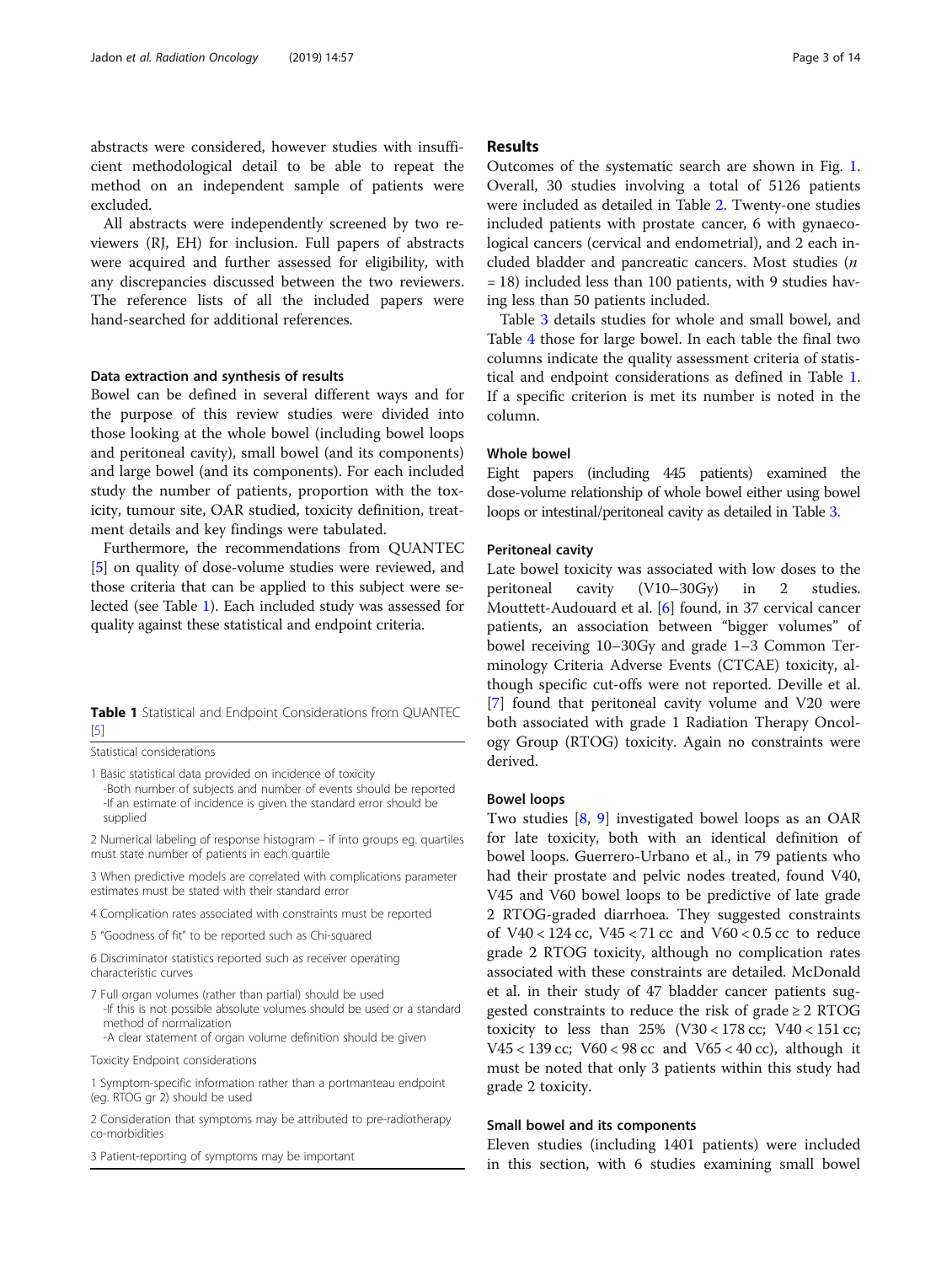abstracts were considered, however studies with insufficient methodological detail to be able to repeat the method on an independent sample of patients were excluded.

All abstracts were independently screened by two reviewers (RJ, EH) for inclusion. Full papers of abstracts were acquired and further assessed for eligibility, with any discrepancies discussed between the two reviewers. The reference lists of all the included papers were hand-searched for additional references.

### Data extraction and synthesis of results

Bowel can be defined in several different ways and for the purpose of this review studies were divided into those looking at the whole bowel (including bowel loops and peritoneal cavity), small bowel (and its components) and large bowel (and its components). For each included study the number of patients, proportion with the toxicity, tumour site, OAR studied, toxicity definition, treatment details and key findings were tabulated.

Furthermore, the recommendations from QUANTEC [5] on quality of dose-volume studies were reviewed, and those criteria that can be applied to this subject were selected (see Table 1). Each included study was assessed for quality against these statistical and endpoint criteria.

**Table 1** Statistical and Endpoint Considerations from QUANTEC [5]

| Statistical considerations |
| --- |
| 1 Basic statistical data provided on incidence of toxicity<br>-Both number of subjects and number of events should be reported<br>-If an estimate of incidence is given the standard error should be supplied |
| 2 Numerical labeling of response histogram – if into groups eg. quartiles must state number of patients in each quartile |
| 3 When predictive models are correlated with complications parameter estimates must be stated with their standard error |
| 4 Complication rates associated with constraints must be reported |
| 5 "Goodness of fit" to be reported such as Chi-squared |
| 6 Discriminator statistics reported such as receiver operating characteristic curves |
| 7 Full organ volumes (rather than partial) should be used<br>-If this is not possible absolute volumes should be used or a standard method of normalization<br>-A clear statement of organ volume definition should be given |
| **Toxicity Endpoint considerations** |
| 1 Symptom-specific information rather than a portmanteau endpoint (eg. RTOG gr 2) should be used |
| 2 Consideration that symptoms may be attributed to pre-radiotherapy co-morbidities |
| 3 Patient-reporting of symptoms may be important |

## Results

Outcomes of the systematic search are shown in Fig. 1. Overall, 30 studies involving a total of 5126 patients were included as detailed in Table 2. Twenty-one studies included patients with prostate cancer, 6 with gynaecological cancers (cervical and endometrial), and 2 each included bladder and pancreatic cancers. Most studies ($n = 18$) included less than 100 patients, with 9 studies having less than 50 patients included.

Table 3 details studies for whole and small bowel, and Table 4 those for large bowel. In each table the final two columns indicate the quality assessment criteria of statistical and endpoint considerations as defined in Table 1. If a specific criterion is met its number is noted in the column.

### Whole bowel

Eight papers (including 445 patients) examined the dose-volume relationship of whole bowel either using bowel loops or intestinal/peritoneal cavity as detailed in Table 3.

### Peritoneal cavity

Late bowel toxicity was associated with low doses to the peritoneal cavity (V10–30Gy) in 2 studies. Mouttett-Audouard et al. [6] found, in 37 cervical cancer patients, an association between "bigger volumes" of bowel receiving 10–30Gy and grade 1–3 Common Terminology Criteria Adverse Events (CTCAE) toxicity, although specific cut-offs were not reported. Deville et al. [7] found that peritoneal cavity volume and V20 were both associated with grade 1 Radiation Therapy Oncology Group (RTOG) toxicity. Again no constraints were derived.

### Bowel loops

Two studies [8, 9] investigated bowel loops as an OAR for late toxicity, both with an identical definition of bowel loops. Guerrero-Urbano et al., in 79 patients who had their prostate and pelvic nodes treated, found V40, V45 and V60 bowel loops to be predictive of late grade 2 RTOG-graded diarrhoea. They suggested constraints of V40 < 124 cc, V45 < 71 cc and V60 < 0.5 cc to reduce grade 2 RTOG toxicity, although no complication rates associated with these constraints are detailed. McDonald et al. in their study of 47 bladder cancer patients suggested constraints to reduce the risk of grade ≥ 2 RTOG toxicity to less than 25% (V30 < 178 cc; V40 < 151 cc; V45 < 139 cc; V60 < 98 cc and V65 < 40 cc), although it must be noted that only 3 patients within this study had grade 2 toxicity.

### Small bowel and its components

Eleven studies (including 1401 patients) were included in this section, with 6 studies examining small bowel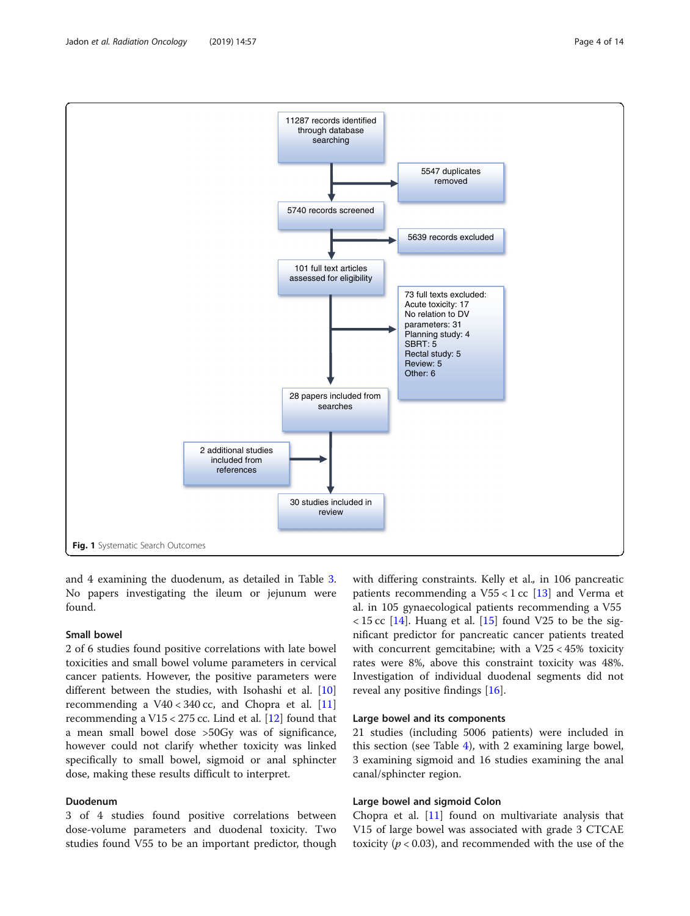11287 records identified through database searching

5547 duplicates removed

5740 records screened

5639 records excluded

101 full text articles assessed for eligibility

73 full texts excluded:
Acute toxicity: 17
No relation to DV parameters: 31
Planning study: 4
SBRT: 5
Rectal study: 5
Review: 5
Other: 6

28 papers included from searches

2 additional studies included from references

30 studies included in review

**Fig. 1** Systematic Search Outcomes

and 4 examining the duodenum, as detailed in Table 3. No papers investigating the ileum or jejunum were found.

### Small bowel

2 of 6 studies found positive correlations with late bowel toxicities and small bowel volume parameters in cervical cancer patients. However, the positive parameters were different between the studies, with Isohashi et al. [10] recommending a V40 < 340 cc, and Chopra et al. [11] recommending a V15 < 275 cc. Lind et al. [12] found that a mean small bowel dose >50Gy was of significance, however could not clarify whether toxicity was linked specifically to small bowel, sigmoid or anal sphincter dose, making these results difficult to interpret.

### Duodenum

3 of 4 studies found positive correlations between dose-volume parameters and duodenal toxicity. Two studies found V55 to be an important predictor, though with differing constraints. Kelly et al., in 106 pancreatic patients recommending a V55 < 1 cc [13] and Verma et al. in 105 gynaecological patients recommending a V55 < 15 cc [14]. Huang et al. [15] found V25 to be the significant predictor for pancreatic cancer patients treated with concurrent gemcitabine; with a V25 < 45% toxicity rates were 8%, above this constraint toxicity was 48%. Investigation of individual duodenal segments did not reveal any positive findings [16].

### Large bowel and its components

21 studies (including 5006 patients) were included in this section (see Table 4), with 2 examining large bowel, 3 examining sigmoid and 16 studies examining the anal canal/sphincter region.

### Large bowel and sigmoid Colon

Chopra et al. [11] found on multivariate analysis that V15 of large bowel was associated with grade 3 CTCAE toxicity ($p < 0.03$), and recommended with the use of the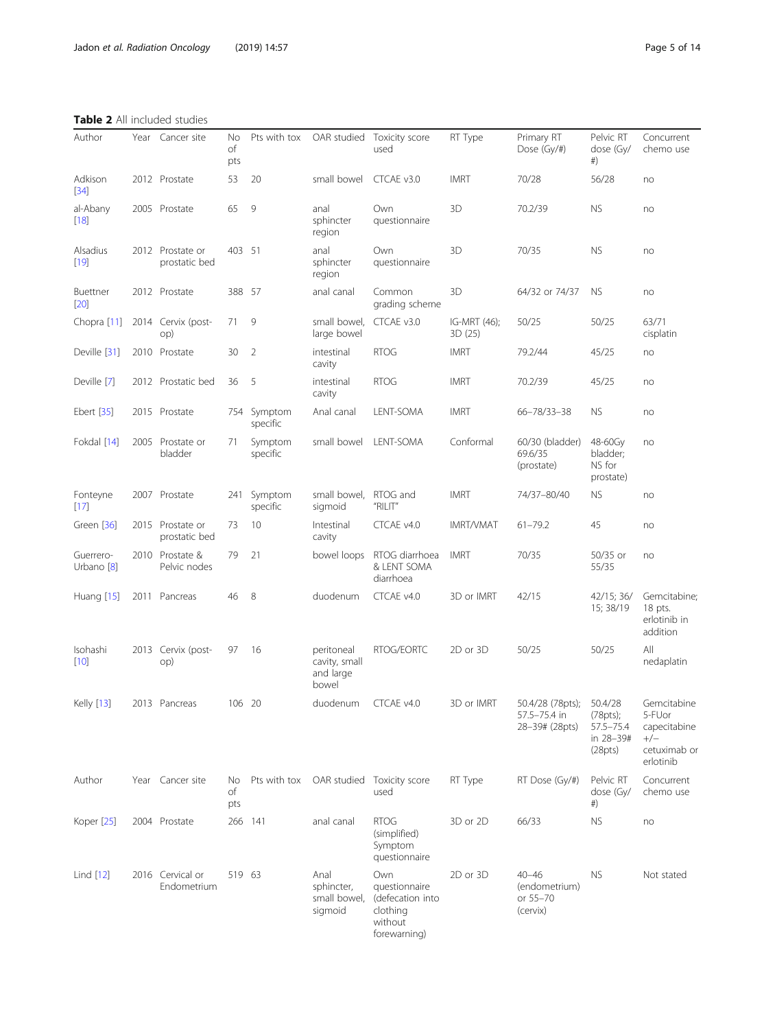**Table 2** All included studies

| Author | Year | Cancer site | No of pts | Pts with tox | OAR studied | Toxicity score used | RT Type | Primary RT Dose (Gy/#) | Pelvic RT dose (Gy/#) | Concurrent chemo use |
|---|---|---|---|---|---|---|---|---|---|---|
| Adkison [34] | 2012 | Prostate | 53 | 20 | small bowel | CTCAE v3.0 | IMRT | 70/28 | 56/28 | no |
| al-Abany [18] | 2005 | Prostate | 65 | 9 | anal sphincter region | Own questionnaire | 3D | 70.2/39 | NS | no |
| Alsadius [19] | 2012 | Prostate or prostatic bed | 403 | 51 | anal sphincter region | Own questionnaire | 3D | 70/35 | NS | no |
| Buettner [20] | 2012 | Prostate | 388 | 57 | anal canal | Common grading scheme | 3D | 64/32 or 74/37 | NS | no |
| Chopra [11] | 2014 | Cervix (post-op) | 71 | 9 | small bowel, large bowel | CTCAE v3.0 | IG-MRT (46); 3D (25) | 50/25 | 50/25 | 63/71 cisplatin |
| Deville [31] | 2010 | Prostate | 30 | 2 | intestinal cavity | RTOG | IMRT | 79.2/44 | 45/25 | no |
| Deville [7] | 2012 | Prostatic bed | 36 | 5 | intestinal cavity | RTOG | IMRT | 70.2/39 | 45/25 | no |
| Ebert [35] | 2015 | Prostate | 754 | Symptom specific | Anal canal | LENT-SOMA | IMRT | 66–78/33–38 | NS | no |
| Fokdal [14] | 2005 | Prostate or bladder | 71 | Symptom specific | small bowel | LENT-SOMA | Conformal | 60/30 (bladder) 69.6/35 (prostate) | 48-60Gy bladder; NS for prostate) | no |
| Fonteyne [17] | 2007 | Prostate | 241 | Symptom specific | small bowel, sigmoid | RTOG and "RILIT" | IMRT | 74/37–80/40 | NS | no |
| Green [36] | 2015 | Prostate or prostatic bed | 73 | 10 | Intestinal cavity | CTCAE v4.0 | IMRT/VMAT | 61–79.2 | 45 | no |
| Guerrero-Urbano [8] | 2010 | Prostate & Pelvic nodes | 79 | 21 | bowel loops | RTOG diarrhoea & LENT SOMA diarrhoea | IMRT | 70/35 | 50/35 or 55/35 | no |
| Huang [15] | 2011 | Pancreas | 46 | 8 | duodenum | CTCAE v4.0 | 3D or IMRT | 42/15 | 42/15; 36/15; 38/19 | Gemcitabine; 18 pts. erlotinib in addition |
| Isohashi [10] | 2013 | Cervix (post-op) | 97 | 16 | peritoneal cavity, small and large bowel | RTOG/EORTC | 2D or 3D | 50/25 | 50/25 | All nedaplatin |
| Kelly [13] | 2013 | Pancreas | 106 | 20 | duodenum | CTCAE v4.0 | 3D or IMRT | 50.4/28 (78pts); 57.5–75.4 in 28–39# (28pts) | 50.4/28 (78pts); 57.5–75.4 in 28–39# (28pts) | Gemcitabine 5-FUor capecitabine +/− cetuximab or erlotinib |
| Koper [25] | 2004 | Prostate | 266 | 141 | anal canal | RTOG (simplified) Symptom questionnaire | 3D or 2D | 66/33 | NS | no |
| Lind [12] | 2016 | Cervical or Endometrium | 519 | 63 | Anal sphincter, small bowel, sigmoid | Own questionnaire (defecation into clothing without forewarning) | 2D or 3D | 40–46 (endometrium) or 55–70 (cervix) | NS | Not stated |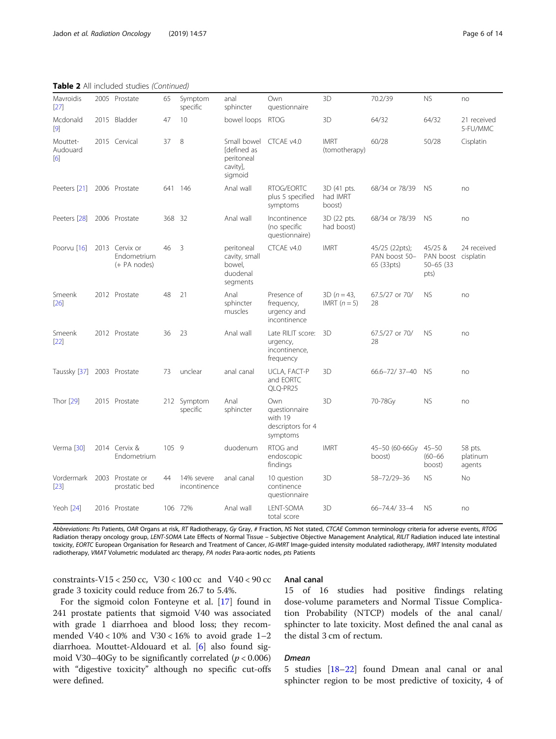**Table 2** All included studies *(Continued)*

| | | | | | | | | | | |
|---|---|---|---|---|---|---|---|---|---|---|
| Mavroidis [27] | 2005 | Prostate | 65 | Symptom specific | anal sphincter | Own questionnaire | 3D | 70.2/39 | NS | no |
| Mcdonald [9] | 2015 | Bladder | 47 | 10 | bowel loops | RTOG | 3D | 64/32 | 64/32 | 21 received 5-FU/MMC |
| Mouttet-Audouard [6] | 2015 | Cervical | 37 | 8 | Small bowel [defined as peritoneal cavity], sigmoid | CTCAE v4.0 | IMRT (tomotherapy) | 60/28 | 50/28 | Cisplatin |
| Peeters [21] | 2006 | Prostate | 641 | 146 | Anal wall | RTOG/EORTC plus 5 specified symptoms | 3D (41 pts. had IMRT boost) | 68/34 or 78/39 | NS | no |
| Peeters [28] | 2006 | Prostate | 368 | 32 | Anal wall | Incontinence (no specific questionnaire) | 3D (22 pts. had boost) | 68/34 or 78/39 | NS | no |
| Poorvu [16] | 2013 | Cervix or Endometrium (+ PA nodes) | 46 | 3 | peritoneal cavity, small bowel, duodenal segments | CTCAE v4.0 | IMRT | 45/25 (22pts); PAN boost 50–65 (33pts) | 45/25 & PAN boost 50–65 (33 pts) | 24 received cisplatin |
| Smeenk [26] | 2012 | Prostate | 48 | 21 | Anal sphincter muscles | Presence of frequency, urgency and incontinence | 3D (n = 43, IMRT (n = 5) | 67.5/27 or 70/28 | NS | no |
| Smeenk [22] | 2012 | Prostate | 36 | 23 | Anal wall | Late RILIT score: urgency, incontinence, frequency | 3D | 67.5/27 or 70/28 | NS | no |
| Taussky [37] | 2003 | Prostate | 73 | unclear | anal canal | UCLA, FACT-P and EORTC QLQ-PR25 | 3D | 66.6–72/ 37–40 | NS | no |
| Thor [29] | 2015 | Prostate | 212 | Symptom specific | Anal sphincter | Own questionnaire with 19 descriptors for 4 symptoms | 3D | 70-78Gy | NS | no |
| Verma [30] | 2014 | Cervix & Endometrium | 105 | 9 | duodenum | RTOG and endoscopic findings | IMRT | 45–50 (60-66Gy boost) | 45–50 (60–66 boost) | 58 pts. platinum agents |
| Vordermark [23] | 2003 | Prostate or prostatic bed | 44 | 14% severe incontinence | anal canal | 10 question continence questionnaire | 3D | 58–72/29–36 | NS | No |
| Yeoh [24] | 2016 | Prostate | 106 | 72% | Anal wall | LENT-SOMA total score | 3D | 66–74.4/ 33–4 | NS | no |

*Abbreviations*: *Pts* Patients, *OAR* Organs at risk, *RT* Radiotherapy, *Gy* Gray, *#* Fraction, *NS* Not stated, *CTCAE* Common terminology criteria for adverse events, *RTOG* Radiation therapy oncology group, *LENT-SOMA* Late Effects of Normal Tissue – Subjective Objective Management Analytical, *RILIT* Radiation induced late intestinal toxicity, *EORTC* European Organisation for Research and Treatment of Cancer, *IG-IMRT* Image-guided intensity modulated radiotherapy, *IMRT* Intensity modulated radiotherapy, *VMAT* Volumetric modulated arc therapy, *PA nodes* Para-aortic nodes, *pts* Patients

constraints-V15 < 250 cc, V30 < 100 cc and V40 < 90 cc grade 3 toxicity could reduce from 26.7 to 5.4%.

For the sigmoid colon Fonteyne et al. [17] found in 241 prostate patients that sigmoid V40 was associated with grade 1 diarrhoea and blood loss; they recommended V40 < 10% and V30 < 16% to avoid grade 1–2 diarrhoea. Mouttet-Aldouard et al. [6] also found sigmoid V30–40Gy to be significantly correlated ($p < 0.006$) with "digestive toxicity" although no specific cut-offs were defined.

## Anal canal

15 of 16 studies had positive findings relating dose-volume parameters and Normal Tissue Complication Probability (NTCP) models of the anal canal/ sphincter to late toxicity. Most defined the anal canal as the distal 3 cm of rectum.

### *Dmean*

5 studies [18–22] found Dmean anal canal or anal sphincter region to be most predictive of toxicity, 4 of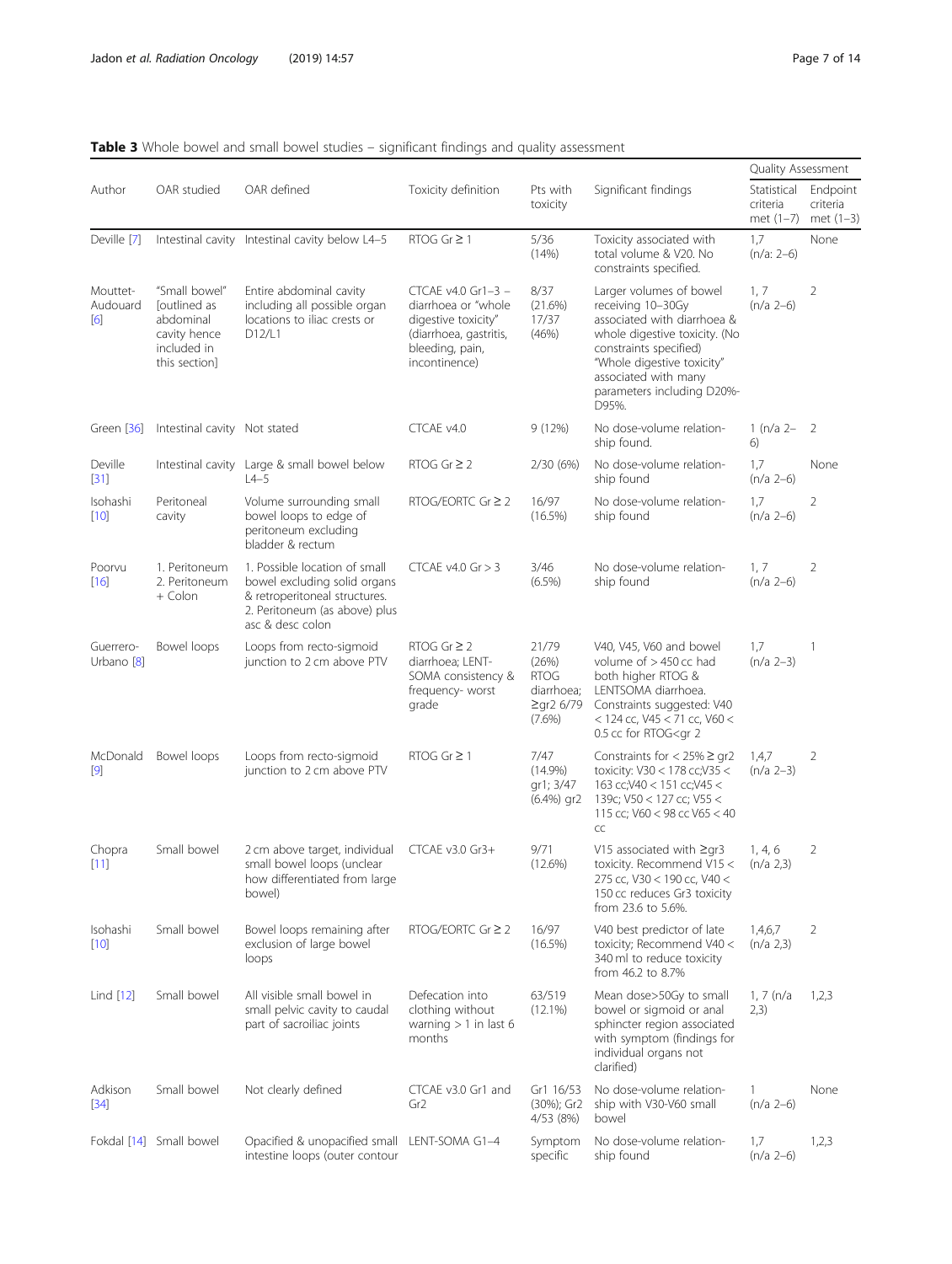**Table 3** Whole bowel and small bowel studies – significant findings and quality assessment

| Author | OAR studied | OAR defined | Toxicity definition | Pts with toxicity | Significant findings | Quality Assessment | |
|---|---|---|---|---|---|---|---|
| | | | | | | Statistical criteria met (1–7) | Endpoint criteria met (1–3) |
| Deville [7] | Intestinal cavity | Intestinal cavity below L4–5 | RTOG Gr ≥ 1 | 5/36 (14%) | Toxicity associated with total volume & V20. No constraints specified. | 1,7 (n/a: 2–6) | None |
| Mouttet-Audouard [6] | "Small bowel" [outlined as abdominal cavity hence included in this section] | Entire abdominal cavity including all possible organ locations to iliac crests or D12/L1 | CTCAE v4.0 Gr1–3 – diarrhoea or "whole digestive toxicity" (diarrhoea, gastritis, bleeding, pain, incontinence) | 8/37 (21.6%) 17/37 (46%) | Larger volumes of bowel receiving 10–30Gy associated with diarrhoea & whole digestive toxicity. (No constraints specified) "Whole digestive toxicity" associated with many parameters including D20%-D95%. | 1, 7 (n/a 2–6) | 2 |
| Green [36] | Intestinal cavity | Not stated | CTCAE v4.0 | 9 (12%) | No dose-volume relationship found. | 1 (n/a 2–6) | 2 |
| Deville [31] | Intestinal cavity | Large & small bowel below L4–5 | RTOG Gr ≥ 2 | 2/30 (6%) | No dose-volume relationship found | 1,7 (n/a 2–6) | None |
| Isohashi [10] | Peritoneal cavity | Volume surrounding small bowel loops to edge of peritoneum excluding bladder & rectum | RTOG/EORTC Gr ≥ 2 | 16/97 (16.5%) | No dose-volume relationship found | 1,7 (n/a 2–6) | 2 |
| Poorvu [16] | 1. Peritoneum 2. Peritoneum + Colon | 1. Possible location of small bowel excluding solid organs & retroperitoneal structures. 2. Peritoneum (as above) plus asc & desc colon | CTCAE v4.0 Gr > 3 | 3/46 (6.5%) | No dose-volume relationship found | 1, 7 (n/a 2–6) | 2 |
| Guerrero-Urbano [8] | Bowel loops | Loops from recto-sigmoid junction to 2 cm above PTV | RTOG Gr ≥ 2 diarrhoea; LENT-SOMA consistency & frequency- worst grade | 21/79 (26%) RTOG diarrhoea; ≥gr2 6/79 (7.6%) | V40, V45, V60 and bowel volume of > 450 cc had both higher RTOG & LENTSOMA diarrhoea. Constraints suggested: V40 < 124 cc, V45 < 71 cc, V60 < 0.5 cc for RTOG<gr 2 | 1,7 (n/a 2–3) | 1 |
| McDonald [9] | Bowel loops | Loops from recto-sigmoid junction to 2 cm above PTV | RTOG Gr ≥ 1 | 7/47 (14.9%) gr1; 3/47 (6.4%) gr2 | Constraints for < 25% ≥ gr2 toxicity: V30 < 178 cc;V35 < 163 cc;V40 < 151 cc;V45 < 139c; V50 < 127 cc; V55 < 115 cc; V60 < 98 cc V65 < 40 cc | 1,4,7 (n/a 2–3) | 2 |
| Chopra [11] | Small bowel | 2 cm above target, individual small bowel loops (unclear how differentiated from large bowel) | CTCAE v3.0 Gr3+ | 9/71 (12.6%) | V15 associated with ≥gr3 toxicity. Recommend V15 < 275 cc, V30 < 190 cc, V40 < 150 cc reduces Gr3 toxicity from 23.6 to 5.6%. | 1, 4, 6 (n/a 2,3) | 2 |
| Isohashi [10] | Small bowel | Bowel loops remaining after exclusion of large bowel loops | RTOG/EORTC Gr ≥ 2 | 16/97 (16.5%) | V40 best predictor of late toxicity; Recommend V40 < 340 ml to reduce toxicity from 46.2 to 8.7% | 1,4,6,7 (n/a 2,3) | 2 |
| Lind [12] | Small bowel | All visible small bowel in small pelvic cavity to caudal part of sacroiliac joints | Defecation into clothing without warning > 1 in last 6 months | 63/519 (12.1%) | Mean dose>50Gy to small bowel or sigmoid or anal sphincter region associated with symptom (findings for individual organs not clarified) | 1, 7 (n/a 2,3) | 1,2,3 |
| Adkison [34] | Small bowel | Not clearly defined | CTCAE v3.0 Gr1 and Gr2 | Gr1 16/53 (30%); Gr2 4/53 (8%) | No dose-volume relationship with V30-V60 small bowel | 1 (n/a 2–6) | None |
| Fokdal [14] | Small bowel | Opacified & unopacified small intestine loops (outer contour | LENT-SOMA G1–4 | Symptom specific | No dose-volume relationship found | 1,7 (n/a 2–6) | 1,2,3 |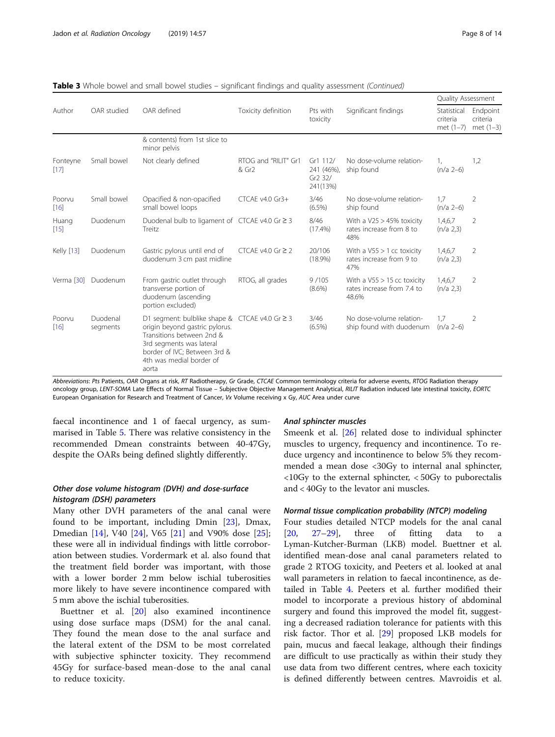**Table 3** Whole bowel and small bowel studies – significant findings and quality assessment *(Continued)*

| Author | OAR studied | OAR defined | Toxicity definition | Pts with toxicity | Significant findings | Quality Assessment | |
|---|---|---|---|---|---|---|---|
| | | | | | | Statistical criteria met (1–7) | Endpoint criteria met (1–3) |
| | | & contents) from 1st slice to minor pelvis | | | | | |
| Fonteyne [17] | Small bowel | Not clearly defined | RTOG and "RILIT" Gr1 & Gr2 | Gr1 112/ 241 (46%), Gr2 32/ 241(13%) | No dose-volume relationship found | 1, (n/a 2–6) | 1,2 |
| Poorvu [16] | Small bowel | Opacified & non-opacified small bowel loops | CTCAE v4.0 Gr3+ | 3/46 (6.5%) | No dose-volume relationship found | 1,7 (n/a 2–6) | 2 |
| Huang [15] | Duodenum | Duodenal bulb to ligament of Treitz | CTCAE v4.0 Gr ≥ 3 | 8/46 (17.4%) | With a V25 > 45% toxicity rates increase from 8 to 48% | 1,4,6,7 (n/a 2,3) | 2 |
| Kelly [13] | Duodenum | Gastric pylorus until end of duodenum 3 cm past midline | CTCAE v4.0 Gr ≥ 2 | 20/106 (18.9%) | With a V55 > 1 cc toxicity rates increase from 9 to 47% | 1,4,6,7 (n/a 2,3) | 2 |
| Verma [30] | Duodenum | From gastric outlet through transverse portion of duodenum (ascending portion excluded) | RTOG, all grades | 9 /105 (8.6%) | With a V55 > 15 cc toxicity rates increase from 7.4 to 48.6% | 1,4,6,7 (n/a 2,3) | 2 |
| Poorvu [16] | Duodenal segments | D1 segment: bulblike shape & origin beyond gastric pylorus. Transitions between 2nd & 3rd segments was lateral border of IVC; Between 3rd & 4th was medial border of aorta | CTCAE v4.0 Gr ≥ 3 | 3/46 (6.5%) | No dose-volume relationship found with duodenum | 1,7 (n/a 2–6) | 2 |

*Abbreviations*: *Pts* Patients, *OAR* Organs at risk, *RT* Radiotherapy, *Gr* Grade, *CTCAE* Common terminology criteria for adverse events, *RTOG* Radiation therapy oncology group, *LENT-SOMA* Late Effects of Normal Tissue – Subjective Objective Management Analytical, *RILIT* Radiation induced late intestinal toxicity, *EORTC* European Organisation for Research and Treatment of Cancer, *Vx* Volume receiving x Gy, *AUC* Area under curve

faecal incontinence and 1 of faecal urgency, as summarised in Table 5. There was relative consistency in the recommended Dmean constraints between 40-47Gy, despite the OARs being defined slightly differently.

### *Other dose volume histogram (DVH) and dose-surface histogram (DSH) parameters*

Many other DVH parameters of the anal canal were found to be important, including Dmin [23], Dmax, Dmedian [14], V40 [24], V65 [21] and V90% dose [25]; these were all in individual findings with little corroboration between studies. Vordermark et al. also found that the treatment field border was important, with those with a lower border 2 mm below ischial tuberosities more likely to have severe incontinence compared with 5 mm above the ischial tuberosities.

Buettner et al. [20] also examined incontinence using dose surface maps (DSM) for the anal canal. They found the mean dose to the anal surface and the lateral extent of the DSM to be most correlated with subjective sphincter toxicity. They recommend 45Gy for surface-based mean-dose to the anal canal to reduce toxicity.

### *Anal sphincter muscles*

Smeenk et al. [26] related dose to individual sphincter muscles to urgency, frequency and incontinence. To reduce urgency and incontinence to below 5% they recommended a mean dose <30Gy to internal anal sphincter, <10Gy to the external sphincter, < 50Gy to puborectalis and < 40Gy to the levator ani muscles.

### *Normal tissue complication probability (NTCP) modeling*

Four studies detailed NTCP models for the anal canal [20, 27–29], three of fitting data to a Lyman-Kutcher-Burman (LKB) model. Buettner et al. identified mean-dose anal canal parameters related to grade 2 RTOG toxicity, and Peeters et al. looked at anal wall parameters in relation to faecal incontinence, as detailed in Table 4. Peeters et al. further modified their model to incorporate a previous history of abdominal surgery and found this improved the model fit, suggesting a decreased radiation tolerance for patients with this risk factor. Thor et al. [29] proposed LKB models for pain, mucus and faecal leakage, although their findings are difficult to use practically as within their study they use data from two different centres, where each toxicity is defined differently between centres. Mavroidis et al.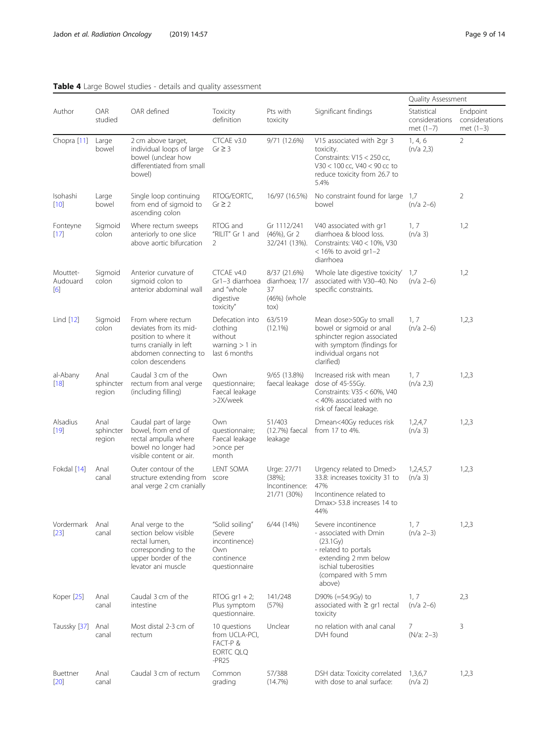**Table 4** Large Bowel studies - details and quality assessment

| Author | OAR studied | OAR defined | Toxicity definition | Pts with toxicity | Significant findings | Quality Assessment | |
|---|---|---|---|---|---|---|---|
| | | | | | | Statistical considerations met (1–7) | Endpoint considerations met (1–3) |
| Chopra [11] | Large bowel | 2 cm above target, individual loops of large bowel (unclear how differentiated from small bowel) | CTCAE v3.0 Gr ≥ 3 | 9/71 (12.6%) | V15 associated with ≥gr 3 toxicity. Constraints: V15 < 250 cc, V30 < 100 cc, V40 < 90 cc to reduce toxicity from 26.7 to 5.4% | 1, 4, 6 (n/a 2,3) | 2 |
| Isohashi [10] | Large bowel | Single loop continuing from end of sigmoid to ascending colon | RTOG/EORTC, Gr ≥ 2 | 16/97 (16.5%) | No constraint found for large bowel | 1,7 (n/a 2–6) | 2 |
| Fonteyne [17] | Sigmoid colon | Where rectum sweeps anteriorly to one slice above aortic bifurcation | RTOG and "RILIT" Gr 1 and 2 | Gr 1112/241 (46%), Gr 2 32/241 (13%). | V40 associated with gr1 diarrhoea & blood loss. Constraints: V40 < 10%, V30 < 16% to avoid gr1–2 diarrhoea | 1, 7 (n/a 3) | 1,2 |
| Mouttet-Audouard [6] | Sigmoid colon | Anterior curvature of sigmoid colon to anterior abdominal wall | CTCAE v4.0 Gr1–3 diarrhoea and "whole digestive toxicity" | 8/37 (21.6%) diarrhoea; 17/37 (46%) (whole tox) | 'Whole late digestive toxicity' associated with V30–40. No specific constraints. | 1,7 (n/a 2–6) | 1,2 |
| Lind [12] | Sigmoid colon | From where rectum deviates from its mid-position to where it turns cranially in left abdomen connecting to colon descendens | Defecation into clothing without warning > 1 in last 6 months | 63/519 (12.1%) | Mean dose>50Gy to small bowel or sigmoid or anal sphincter region associated with symptom (findings for individual organs not clarified) | 1, 7 (n/a 2–6) | 1,2,3 |
| al-Abany [18] | Anal sphincter region | Caudal 3 cm of the rectum from anal verge (including filling) | Own questionnaire; Faecal leakage >2X/week | 9/65 (13.8%) faecal leakage | Increased risk with mean dose of 45-55Gy. Constraints: V35 < 60%, V40 < 40% associated with no risk of faecal leakage. | 1, 7 (n/a 2,3) | 1,2,3 |
| Alsadius [19] | Anal sphincter region | Caudal part of large bowel, from end of rectal ampulla where bowel no longer had visible content or air. | Own questionnaire; Faecal leakage >once per month | 51/403 (12.7%) faecal leakage | Dmean<40Gy reduces risk from 17 to 4%. | 1,2,4,7 (n/a 3) | 1,2,3 |
| Fokdal [14] | Anal canal | Outer contour of the structure extending from anal verge 2 cm cranially | LENT SOMA score | Urge: 27/71 (38%); Incontinence: 21/71 (30%) | Urgency related to Dmed> 33.8: increases toxicity 31 to 47% Incontinence related to Dmax> 53.8 increases 14 to 44% | 1,2,4,5,7 (n/a 3) | 1,2,3 |
| Vordermark [23] | Anal canal | Anal verge to the section below visible rectal lumen, corresponding to the upper border of the levator ani muscle | "Solid soiling" (Severe incontinence) Own continence questionnaire | 6/44 (14%) | Severe incontinence - associated with Dmin (23.1Gy) - related to portals extending 2 mm below ischial tuberosities (compared with 5 mm above) | 1, 7 (n/a 2–3) | 1,2,3 |
| Koper [25] | Anal canal | Caudal 3 cm of the intestine | RTOG gr1 + 2; Plus symptom questionnaire. | 141/248 (57%) | D90% (=54.9Gy) to associated with ≥ gr1 rectal toxicity | 1, 7 (n/a 2–6) | 2,3 |
| Taussky [37] | Anal canal | Most distal 2-3 cm of rectum | 10 questions from UCLA-PCI, FACT-P & EORTC QLQ -PR25 | Unclear | no relation with anal canal DVH found | 7 (N/a: 2–3) | 3 |
| Buettner [20] | Anal canal | Caudal 3 cm of rectum | Common grading | 57/388 (14.7%) | DSH data: Toxicity correlated with dose to anal surface: | 1,3,6,7 (n/a 2) | 1,2,3 |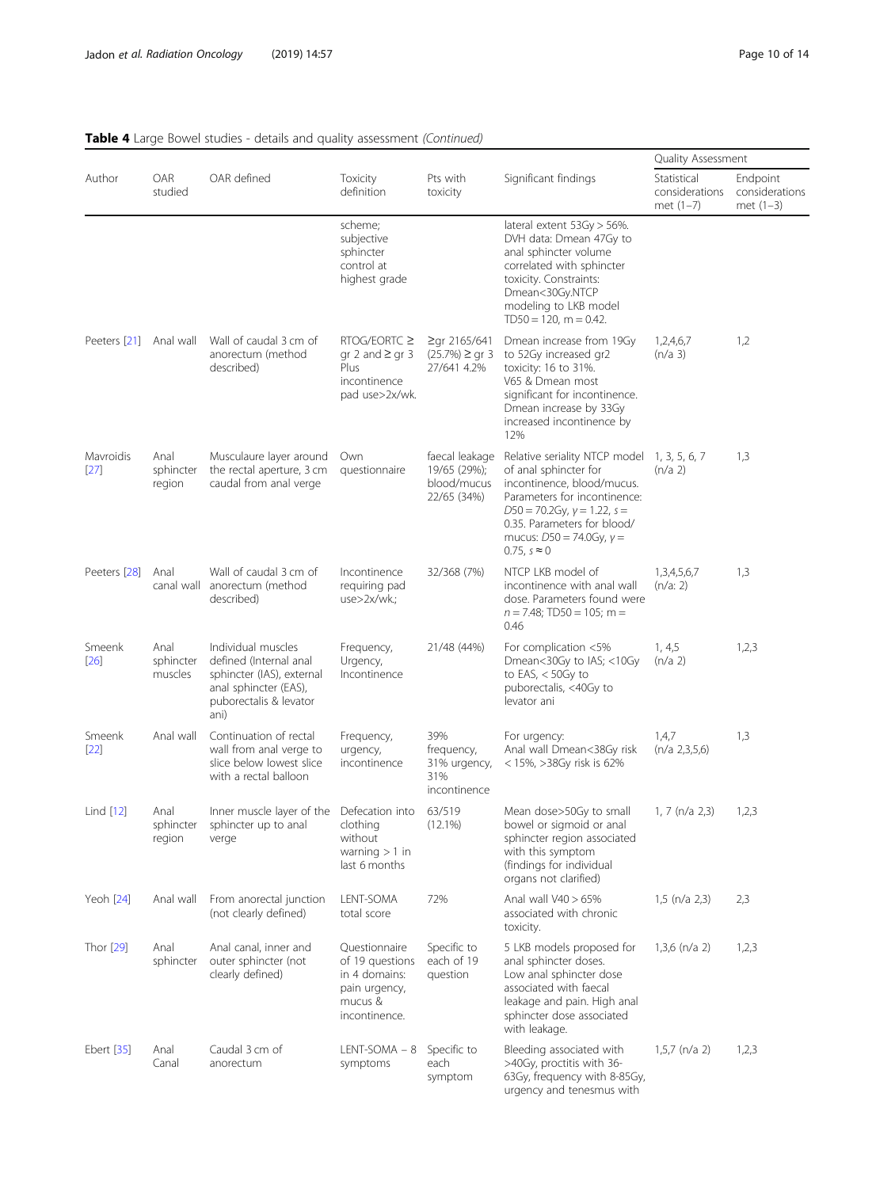**Table 4** Large Bowel studies - details and quality assessment *(Continued)*

| Author | OAR studied | OAR defined | Toxicity definition | Pts with toxicity | Significant findings | Quality Assessment | |
|---|---|---|---|---|---|---|---|
| | | | | | | Statistical considerations met (1–7) | Endpoint considerations met (1–3) |
| | | | scheme; subjective sphincter control at highest grade | | lateral extent 53Gy > 56%. DVH data: Dmean 47Gy to anal sphincter volume correlated with sphincter toxicity. Constraints: Dmean<30Gy.NTCP modeling to LKB model TD50 = 120, m = 0.42. | | |
| Peeters [21] | Anal wall | Wall of caudal 3 cm of anorectum (method described) | RTOG/EORTC ≥ gr 2 and ≥ gr 3 Plus incontinence pad use>2x/wk. | ≥gr 2165/641 (25.7%) ≥ gr 3 27/641 4.2% | Dmean increase from 19Gy to 52Gy increased gr2 toxicity: 16 to 31%. V65 & Dmean most significant for incontinence. Dmean increase by 33Gy increased incontinence by 12% | 1,2,4,6,7 (n/a 3) | 1,2 |
| Mavroidis [27] | Anal sphincter region | Musculaure layer around the rectal aperture, 3 cm caudal from anal verge | Own questionnaire | faecal leakage 19/65 (29%); blood/mucus 22/65 (34%) | Relative seriality NTCP model of anal sphincter for incontinence, blood/mucus. Parameters for incontinence: $D50 = 70.2$Gy, $\gamma = 1.22$, $s = 0.35$. Parameters for blood/ mucus: $D50 = 74.0$Gy, $\gamma = 0.75$, $s \approx 0$ | 1, 3, 5, 6, 7 (n/a 2) | 1,3 |
| Peeters [28] | Anal canal wall | Wall of caudal 3 cm of anorectum (method described) | Incontinence requiring pad use>2x/wk.; | 32/368 (7%) | NTCP LKB model of incontinence with anal wall dose. Parameters found were $n = 7.48$; TD50 = 105; m = 0.46 | 1,3,4,5,6,7 (n/a: 2) | 1,3 |
| Smeenk [26] | Anal sphincter muscles | Individual muscles defined (Internal anal sphincter (IAS), external anal sphincter (EAS), puborectalis & levator ani) | Frequency, Urgency, Incontinence | 21/48 (44%) | For complication <5% Dmean<30Gy to IAS; <10Gy to EAS, < 50Gy to puborectalis, <40Gy to levator ani | 1, 4,5 (n/a 2) | 1,2,3 |
| Smeenk [22] | Anal wall | Continuation of rectal wall from anal verge to slice below lowest slice with a rectal balloon | Frequency, urgency, incontinence | 39% frequency, 31% urgency, 31% incontinence | For urgency: Anal wall Dmean<38Gy risk < 15%, >38Gy risk is 62% | 1,4,7 (n/a 2,3,5,6) | 1,3 |
| Lind [12] | Anal sphincter region | Inner muscle layer of the sphincter up to anal verge | Defecation into clothing without warning > 1 in last 6 months | 63/519 (12.1%) | Mean dose>50Gy to small bowel or sigmoid or anal sphincter region associated with this symptom (findings for individual organs not clarified) | 1, 7 (n/a 2,3) | 1,2,3 |
| Yeoh [24] | Anal wall | From anorectal junction (not clearly defined) | LENT-SOMA total score | 72% | Anal wall V40 > 65% associated with chronic toxicity. | 1,5 (n/a 2,3) | 2,3 |
| Thor [29] | Anal sphincter | Anal canal, inner and outer sphincter (not clearly defined) | Questionnaire of 19 questions in 4 domains: pain urgency, mucus & incontinence. | Specific to each of 19 question | 5 LKB models proposed for anal sphincter doses. Low anal sphincter dose associated with faecal leakage and pain. High anal sphincter dose associated with leakage. | 1,3,6 (n/a 2) | 1,2,3 |
| Ebert [35] | Anal Canal | Caudal 3 cm of anorectum | LENT-SOMA – 8 symptoms | Specific to each symptom | Bleeding associated with >40Gy, proctitis with 36-63Gy, frequency with 8-85Gy, urgency and tenesmus with | 1,5,7 (n/a 2) | 1,2,3 |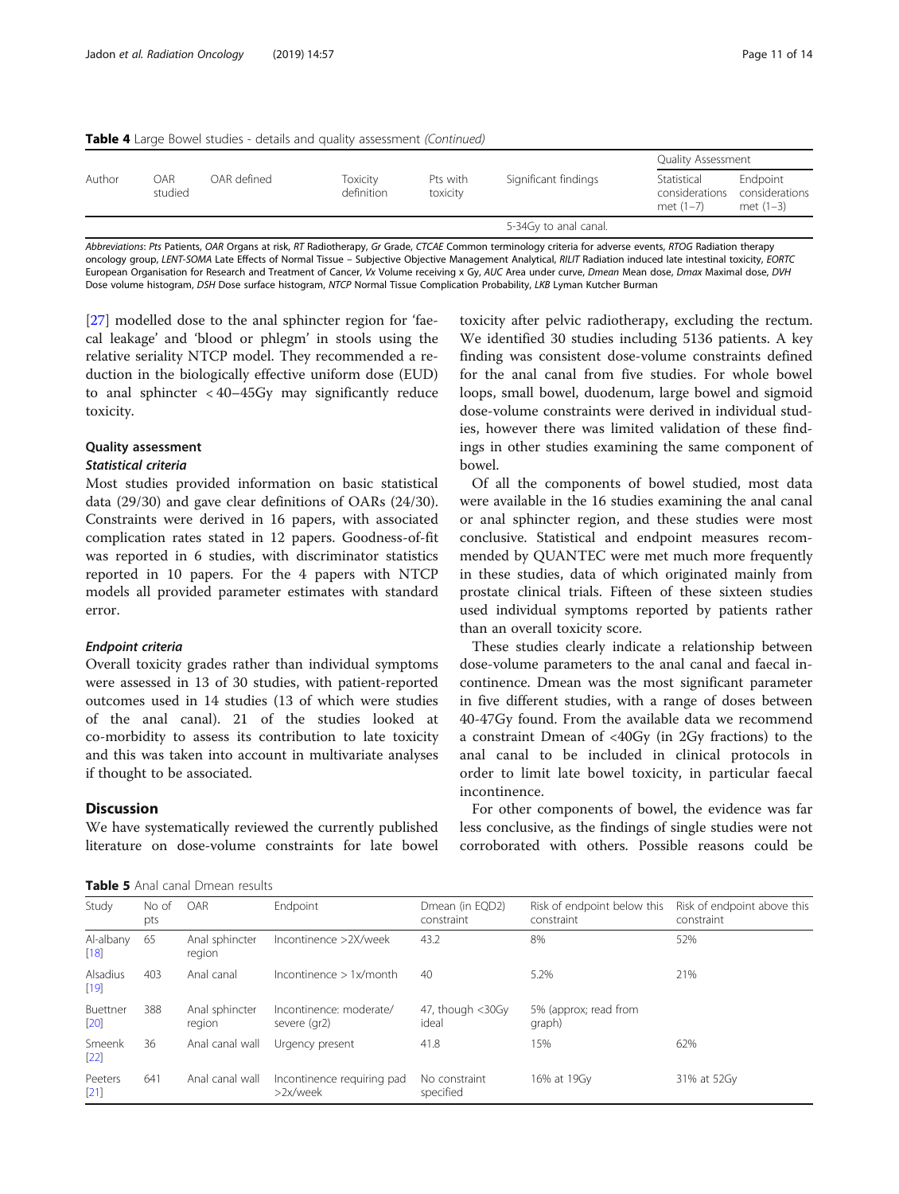**Table 4** Large Bowel studies - details and quality assessment *(Continued)*

| Author | OAR studied | OAR defined | Toxicity definition | Pts with toxicity | Significant findings | Quality Assessment | |
|---|---|---|---|---|---|---|---|
| | | | | | | Statistical considerations met (1–7) | Endpoint considerations met (1–3) |
| | | | | | 5-34Gy to anal canal. | | |

*Abbreviations*: *Pts* Patients, *OAR* Organs at risk, *RT* Radiotherapy, *Gr* Grade, *CTCAE* Common terminology criteria for adverse events, *RTOG* Radiation therapy oncology group, *LENT-SOMA* Late Effects of Normal Tissue – Subjective Objective Management Analytical, *RILIT* Radiation induced late intestinal toxicity, *EORTC* European Organisation for Research and Treatment of Cancer, *Vx* Volume receiving x Gy, *AUC* Area under curve, *Dmean* Mean dose, *Dmax* Maximal dose, *DVH* Dose volume histogram, *DSH* Dose surface histogram, *NTCP* Normal Tissue Complication Probability, *LKB* Lyman Kutcher Burman

[27] modelled dose to the anal sphincter region for 'faecal leakage' and 'blood or phlegm' in stools using the relative seriality NTCP model. They recommended a reduction in the biologically effective uniform dose (EUD) to anal sphincter < 40–45Gy may significantly reduce toxicity.

### Quality assessment

#### *Statistical criteria*

Most studies provided information on basic statistical data (29/30) and gave clear definitions of OARs (24/30). Constraints were derived in 16 papers, with associated complication rates stated in 12 papers. Goodness-of-fit was reported in 6 studies, with discriminator statistics reported in 10 papers. For the 4 papers with NTCP models all provided parameter estimates with standard error.

#### *Endpoint criteria*

Overall toxicity grades rather than individual symptoms were assessed in 13 of 30 studies, with patient-reported outcomes used in 14 studies (13 of which were studies of the anal canal). 21 of the studies looked at co-morbidity to assess its contribution to late toxicity and this was taken into account in multivariate analyses if thought to be associated.

## Discussion

We have systematically reviewed the currently published literature on dose-volume constraints for late bowel toxicity after pelvic radiotherapy, excluding the rectum. We identified 30 studies including 5136 patients. A key finding was consistent dose-volume constraints defined for the anal canal from five studies. For whole bowel loops, small bowel, duodenum, large bowel and sigmoid dose-volume constraints were derived in individual studies, however there was limited validation of these findings in other studies examining the same component of bowel.

Of all the components of bowel studied, most data were available in the 16 studies examining the anal canal or anal sphincter region, and these studies were most conclusive. Statistical and endpoint measures recommended by QUANTEC were met much more frequently in these studies, data of which originated mainly from prostate clinical trials. Fifteen of these sixteen studies used individual symptoms reported by patients rather than an overall toxicity score.

These studies clearly indicate a relationship between dose-volume parameters to the anal canal and faecal incontinence. Dmean was the most significant parameter in five different studies, with a range of doses between 40-47Gy found. From the available data we recommend a constraint Dmean of <40Gy (in 2Gy fractions) to the anal canal to be included in clinical protocols in order to limit late bowel toxicity, in particular faecal incontinence.

For other components of bowel, the evidence was far less conclusive, as the findings of single studies were not corroborated with others. Possible reasons could be

**Table 5** Anal canal Dmean results

| Study | No of pts | OAR | Endpoint | Dmean (in EQD2) constraint | Risk of endpoint below this constraint | Risk of endpoint above this constraint |
|---|---|---|---|---|---|---|
| Al-albany [18] | 65 | Anal sphincter region | Incontinence >2X/week | 43.2 | 8% | 52% |
| Alsadius [19] | 403 | Anal canal | Incontinence > 1x/month | 40 | 5.2% | 21% |
| Buettner [20] | 388 | Anal sphincter region | Incontinence: moderate/ severe (gr2) | 47, though <30Gy ideal | 5% (approx; read from graph) | |
| Smeenk [22] | 36 | Anal canal wall | Urgency present | 41.8 | 15% | 62% |
| Peeters [21] | 641 | Anal canal wall | Incontinence requiring pad >2x/week | No constraint specified | 16% at 19Gy | 31% at 52Gy |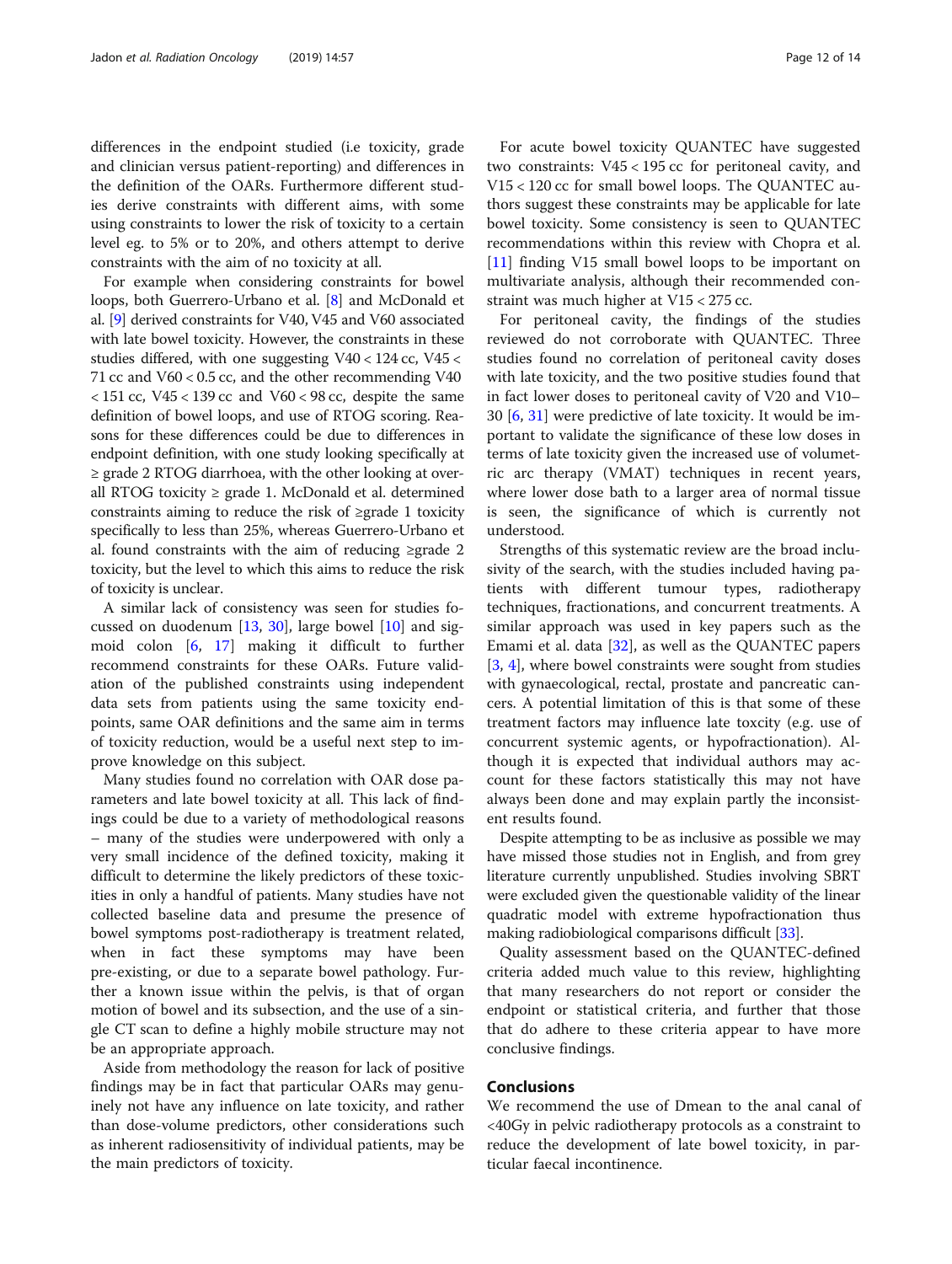differences in the endpoint studied (i.e toxicity, grade and clinician versus patient-reporting) and differences in the definition of the OARs. Furthermore different studies derive constraints with different aims, with some using constraints to lower the risk of toxicity to a certain level eg. to 5% or to 20%, and others attempt to derive constraints with the aim of no toxicity at all.

For example when considering constraints for bowel loops, both Guerrero-Urbano et al. [8] and McDonald et al. [9] derived constraints for V40, V45 and V60 associated with late bowel toxicity. However, the constraints in these studies differed, with one suggesting V40 < 124 cc, V45 < 71 cc and V60 < 0.5 cc, and the other recommending V40 < 151 cc, V45 < 139 cc and V60 < 98 cc, despite the same definition of bowel loops, and use of RTOG scoring. Reasons for these differences could be due to differences in endpoint definition, with one study looking specifically at ≥ grade 2 RTOG diarrhoea, with the other looking at overall RTOG toxicity ≥ grade 1. McDonald et al. determined constraints aiming to reduce the risk of ≥grade 1 toxicity specifically to less than 25%, whereas Guerrero-Urbano et al. found constraints with the aim of reducing ≥grade 2 toxicity, but the level to which this aims to reduce the risk of toxicity is unclear.

A similar lack of consistency was seen for studies focussed on duodenum [13, 30], large bowel [10] and sigmoid colon [6, 17] making it difficult to further recommend constraints for these OARs. Future validation of the published constraints using independent data sets from patients using the same toxicity endpoints, same OAR definitions and the same aim in terms of toxicity reduction, would be a useful next step to improve knowledge on this subject.

Many studies found no correlation with OAR dose parameters and late bowel toxicity at all. This lack of findings could be due to a variety of methodological reasons – many of the studies were underpowered with only a very small incidence of the defined toxicity, making it difficult to determine the likely predictors of these toxicities in only a handful of patients. Many studies have not collected baseline data and presume the presence of bowel symptoms post-radiotherapy is treatment related, when in fact these symptoms may have been pre-existing, or due to a separate bowel pathology. Further a known issue within the pelvis, is that of organ motion of bowel and its subsection, and the use of a single CT scan to define a highly mobile structure may not be an appropriate approach.

Aside from methodology the reason for lack of positive findings may be in fact that particular OARs may genuinely not have any influence on late toxicity, and rather than dose-volume predictors, other considerations such as inherent radiosensitivity of individual patients, may be the main predictors of toxicity.

For acute bowel toxicity QUANTEC have suggested two constraints: V45 < 195 cc for peritoneal cavity, and V15 < 120 cc for small bowel loops. The QUANTEC authors suggest these constraints may be applicable for late bowel toxicity. Some consistency is seen to QUANTEC recommendations within this review with Chopra et al. [11] finding V15 small bowel loops to be important on multivariate analysis, although their recommended constraint was much higher at V15 < 275 cc.

For peritoneal cavity, the findings of the studies reviewed do not corroborate with QUANTEC. Three studies found no correlation of peritoneal cavity doses with late toxicity, and the two positive studies found that in fact lower doses to peritoneal cavity of V20 and V10–30 [6, 31] were predictive of late toxicity. It would be important to validate the significance of these low doses in terms of late toxicity given the increased use of volumetric arc therapy (VMAT) techniques in recent years, where lower dose bath to a larger area of normal tissue is seen, the significance of which is currently not understood.

Strengths of this systematic review are the broad inclusivity of the search, with the studies included having patients with different tumour types, radiotherapy techniques, fractionations, and concurrent treatments. A similar approach was used in key papers such as the Emami et al. data [32], as well as the QUANTEC papers [3, 4], where bowel constraints were sought from studies with gynaecological, rectal, prostate and pancreatic cancers. A potential limitation of this is that some of these treatment factors may influence late toxcity (e.g. use of concurrent systemic agents, or hypofractionation). Although it is expected that individual authors may account for these factors statistically this may not have always been done and may explain partly the inconsistent results found.

Despite attempting to be as inclusive as possible we may have missed those studies not in English, and from grey literature currently unpublished. Studies involving SBRT were excluded given the questionable validity of the linear quadratic model with extreme hypofractionation thus making radiobiological comparisons difficult [33].

Quality assessment based on the QUANTEC-defined criteria added much value to this review, highlighting that many researchers do not report or consider the endpoint or statistical criteria, and further that those that do adhere to these criteria appear to have more conclusive findings.

## Conclusions

We recommend the use of Dmean to the anal canal of <40Gy in pelvic radiotherapy protocols as a constraint to reduce the development of late bowel toxicity, in particular faecal incontinence.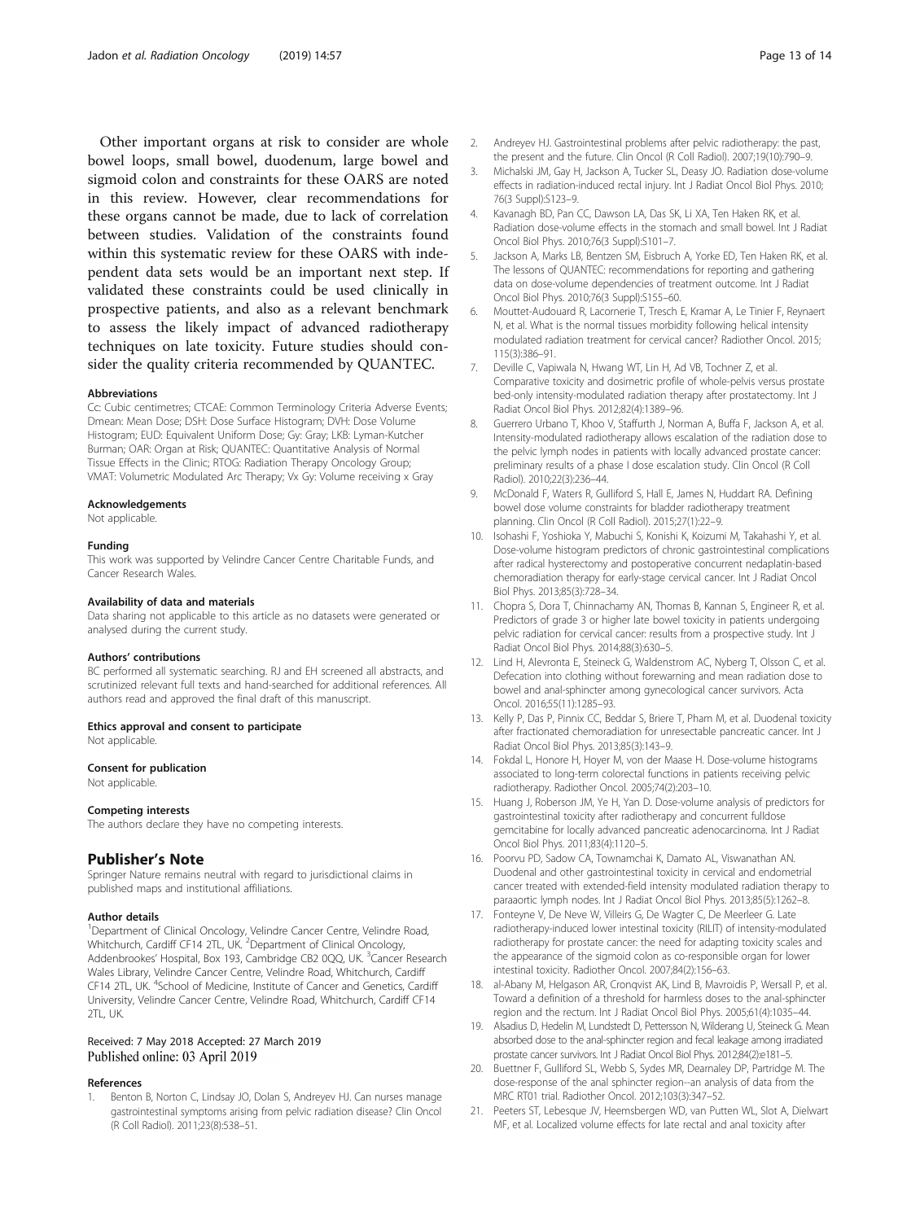Other important organs at risk to consider are whole bowel loops, small bowel, duodenum, large bowel and sigmoid colon and constraints for these OARS are noted in this review. However, clear recommendations for these organs cannot be made, due to lack of correlation between studies. Validation of the constraints found within this systematic review for these OARS with independent data sets would be an important next step. If validated these constraints could be used clinically in prospective patients, and also as a relevant benchmark to assess the likely impact of advanced radiotherapy techniques on late toxicity. Future studies should consider the quality criteria recommended by QUANTEC.

#### Abbreviations

Cc: Cubic centimetres; CTCAE: Common Terminology Criteria Adverse Events; Dmean: Mean Dose; DSH: Dose Surface Histogram; DVH: Dose Volume Histogram; EUD: Equivalent Uniform Dose; Gy: Gray; LKB: Lyman-Kutcher Burman; OAR: Organ at Risk; QUANTEC: Quantitative Analysis of Normal Tissue Effects in the Clinic; RTOG: Radiation Therapy Oncology Group; VMAT: Volumetric Modulated Arc Therapy; Vx Gy: Volume receiving x Gray

#### Acknowledgements

Not applicable.

#### Funding

This work was supported by Velindre Cancer Centre Charitable Funds, and Cancer Research Wales.

#### Availability of data and materials

Data sharing not applicable to this article as no datasets were generated or analysed during the current study.

#### Authors' contributions

BC performed all systematic searching. RJ and EH screened all abstracts, and scrutinized relevant full texts and hand-searched for additional references. All authors read and approved the final draft of this manuscript.

#### Ethics approval and consent to participate

Not applicable.

#### Consent for publication

Not applicable.

#### Competing interests

The authors declare they have no competing interests.

## Publisher's Note

Springer Nature remains neutral with regard to jurisdictional claims in published maps and institutional affiliations.

#### Author details

[1]Department of Clinical Oncology, Velindre Cancer Centre, Velindre Road, Whitchurch, Cardiff CF14 2TL, UK. [2]Department of Clinical Oncology, Addenbrookes' Hospital, Box 193, Cambridge CB2 0QQ, UK. [3]Cancer Research Wales Library, Velindre Cancer Centre, Velindre Road, Whitchurch, Cardiff CF14 2TL, UK. [4]School of Medicine, Institute of Cancer and Genetics, Cardiff University, Velindre Cancer Centre, Velindre Road, Whitchurch, Cardiff CF14 2TL, UK.

Received: 7 May 2018 Accepted: 27 March 2019
Published online: 03 April 2019

#### References

1. Benton B, Norton C, Lindsay JO, Dolan S, Andreyev HJ. Can nurses manage gastrointestinal symptoms arising from pelvic radiation disease? Clin Oncol (R Coll Radiol). 2011;23(8):538–51.
2. Andreyev HJ. Gastrointestinal problems after pelvic radiotherapy: the past, the present and the future. Clin Oncol (R Coll Radiol). 2007;19(10):790–9.
3. Michalski JM, Gay H, Jackson A, Tucker SL, Deasy JO. Radiation dose-volume effects in radiation-induced rectal injury. Int J Radiat Oncol Biol Phys. 2010; 76(3 Suppl):S123–9.
4. Kavanagh BD, Pan CC, Dawson LA, Das SK, Li XA, Ten Haken RK, et al. Radiation dose-volume effects in the stomach and small bowel. Int J Radiat Oncol Biol Phys. 2010;76(3 Suppl):S101–7.
5. Jackson A, Marks LB, Bentzen SM, Eisbruch A, Yorke ED, Ten Haken RK, et al. The lessons of QUANTEC: recommendations for reporting and gathering data on dose-volume dependencies of treatment outcome. Int J Radiat Oncol Biol Phys. 2010;76(3 Suppl):S155–60.
6. Mouttet-Audouard R, Lacornerie T, Tresch E, Kramar A, Le Tinier F, Reynaert N, et al. What is the normal tissues morbidity following helical intensity modulated radiation treatment for cervical cancer? Radiother Oncol. 2015; 115(3):386–91.
7. Deville C, Vapiwala N, Hwang WT, Lin H, Ad VB, Tochner Z, et al. Comparative toxicity and dosimetric profile of whole-pelvis versus prostate bed-only intensity-modulated radiation therapy after prostatectomy. Int J Radiat Oncol Biol Phys. 2012;82(4):1389–96.
8. Guerrero Urbano T, Khoo V, Staffurth J, Norman A, Buffa F, Jackson A, et al. Intensity-modulated radiotherapy allows escalation of the radiation dose to the pelvic lymph nodes in patients with locally advanced prostate cancer: preliminary results of a phase I dose escalation study. Clin Oncol (R Coll Radiol). 2010;22(3):236–44.
9. McDonald F, Waters R, Gulliford S, Hall E, James N, Huddart RA. Defining bowel dose volume constraints for bladder radiotherapy treatment planning. Clin Oncol (R Coll Radiol). 2015;27(1):22–9.
10. Isohashi F, Yoshioka Y, Mabuchi S, Konishi K, Koizumi M, Takahashi Y, et al. Dose-volume histogram predictors of chronic gastrointestinal complications after radical hysterectomy and postoperative concurrent nedaplatin-based chemoradiation therapy for early-stage cervical cancer. Int J Radiat Oncol Biol Phys. 2013;85(3):728–34.
11. Chopra S, Dora T, Chinnachamy AN, Thomas B, Kannan S, Engineer R, et al. Predictors of grade 3 or higher late bowel toxicity in patients undergoing pelvic radiation for cervical cancer: results from a prospective study. Int J Radiat Oncol Biol Phys. 2014;88(3):630–5.
12. Lind H, Alevronta E, Steineck G, Waldenstrom AC, Nyberg T, Olsson C, et al. Defecation into clothing without forewarning and mean radiation dose to bowel and anal-sphincter among gynecological cancer survivors. Acta Oncol. 2016;55(11):1285–93.
13. Kelly P, Das P, Pinnix CC, Beddar S, Briere T, Pham M, et al. Duodenal toxicity after fractionated chemoradiation for unresectable pancreatic cancer. Int J Radiat Oncol Biol Phys. 2013;85(3):143–9.
14. Fokdal L, Honore H, Hoyer M, von der Maase H. Dose-volume histograms associated to long-term colorectal functions in patients receiving pelvic radiotherapy. Radiother Oncol. 2005;74(2):203–10.
15. Huang J, Roberson JM, Ye H, Yan D. Dose-volume analysis of predictors for gastrointestinal toxicity after radiotherapy and concurrent fulldose gemcitabine for locally advanced pancreatic adenocarcinoma. Int J Radiat Oncol Biol Phys. 2011;83(4):1120–5.
16. Poorvu PD, Sadow CA, Townamchai K, Damato AL, Viswanathan AN. Duodenal and other gastrointestinal toxicity in cervical and endometrial cancer treated with extended-field intensity modulated radiation therapy to paraaortic lymph nodes. Int J Radiat Oncol Biol Phys. 2013;85(5):1262–8.
17. Fonteyne V, De Neve W, Villeirs G, De Wagter C, De Meerleer G. Late radiotherapy-induced lower intestinal toxicity (RILIT) of intensity-modulated radiotherapy for prostate cancer: the need for adapting toxicity scales and the appearance of the sigmoid colon as co-responsible organ for lower intestinal toxicity. Radiother Oncol. 2007;84(2):156–63.
18. al-Abany M, Helgason AR, Cronqvist AK, Lind B, Mavroidis P, Wersall P, et al. Toward a definition of a threshold for harmless doses to the anal-sphincter region and the rectum. Int J Radiat Oncol Biol Phys. 2005;61(4):1035–44.
19. Alsadius D, Hedelin M, Lundstedt D, Pettersson N, Wilderang U, Steineck G. Mean absorbed dose to the anal-sphincter region and fecal leakage among irradiated prostate cancer survivors. Int J Radiat Oncol Biol Phys. 2012;84(2):e181–5.
20. Buettner F, Gulliford SL, Webb S, Sydes MR, Dearnaley DP, Partridge M. The dose-response of the anal sphincter region--an analysis of data from the MRC RT01 trial. Radiother Oncol. 2012;103(3):347–52.
21. Peeters ST, Lebesque JV, Heemsbergen WD, van Putten WL, Slot A, Dielwart MF, et al. Localized volume effects for late rectal and anal toxicity after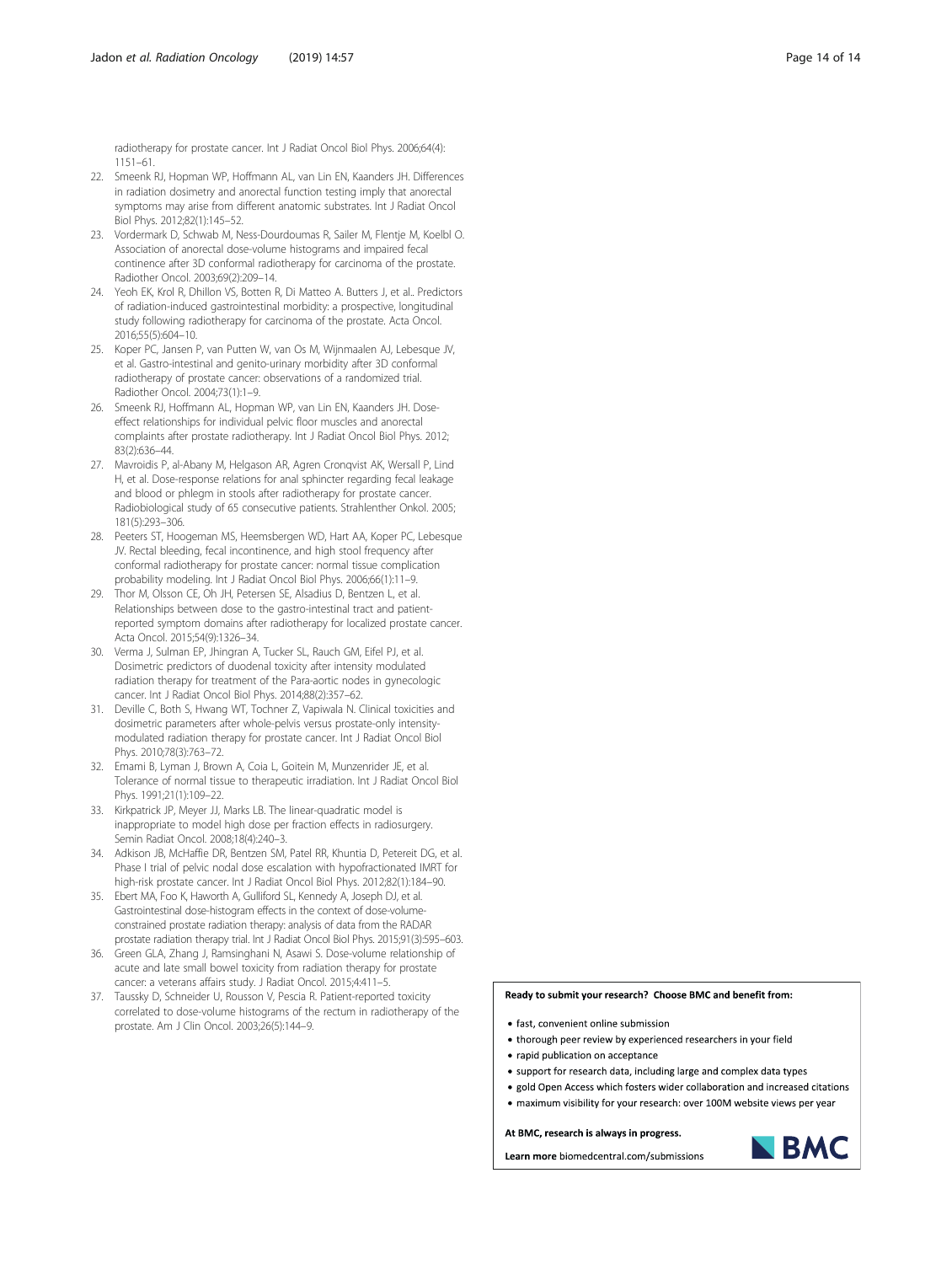radiotherapy for prostate cancer. Int J Radiat Oncol Biol Phys. 2006;64(4): 1151–61.

22. Smeenk RJ, Hopman WP, Hoffmann AL, van Lin EN, Kaanders JH. Differences in radiation dosimetry and anorectal function testing imply that anorectal symptoms may arise from different anatomic substrates. Int J Radiat Oncol Biol Phys. 2012;82(1):145–52.
23. Vordermark D, Schwab M, Ness-Dourdoumas R, Sailer M, Flentje M, Koelbl O. Association of anorectal dose-volume histograms and impaired fecal continence after 3D conformal radiotherapy for carcinoma of the prostate. Radiother Oncol. 2003;69(2):209–14.
24. Yeoh EK, Krol R, Dhillon VS, Botten R, Di Matteo A. Butters J, et al.. Predictors of radiation-induced gastrointestinal morbidity: a prospective, longitudinal study following radiotherapy for carcinoma of the prostate. Acta Oncol. 2016;55(5):604–10.
25. Koper PC, Jansen P, van Putten W, van Os M, Wijnmaalen AJ, Lebesque JV, et al. Gastro-intestinal and genito-urinary morbidity after 3D conformal radiotherapy of prostate cancer: observations of a randomized trial. Radiother Oncol. 2004;73(1):1–9.
26. Smeenk RJ, Hoffmann AL, Hopman WP, van Lin EN, Kaanders JH. Dose-effect relationships for individual pelvic floor muscles and anorectal complaints after prostate radiotherapy. Int J Radiat Oncol Biol Phys. 2012; 83(2):636–44.
27. Mavroidis P, al-Abany M, Helgason AR, Agren Cronqvist AK, Wersall P, Lind H, et al. Dose-response relations for anal sphincter regarding fecal leakage and blood or phlegm in stools after radiotherapy for prostate cancer. Radiobiological study of 65 consecutive patients. Strahlenther Onkol. 2005; 181(5):293–306.
28. Peeters ST, Hoogeman MS, Heemsbergen WD, Hart AA, Koper PC, Lebesque JV. Rectal bleeding, fecal incontinence, and high stool frequency after conformal radiotherapy for prostate cancer: normal tissue complication probability modeling. Int J Radiat Oncol Biol Phys. 2006;66(1):11–9.
29. Thor M, Olsson CE, Oh JH, Petersen SE, Alsadius D, Bentzen L, et al. Relationships between dose to the gastro-intestinal tract and patient-reported symptom domains after radiotherapy for localized prostate cancer. Acta Oncol. 2015;54(9):1326–34.
30. Verma J, Sulman EP, Jhingran A, Tucker SL, Rauch GM, Eifel PJ, et al. Dosimetric predictors of duodenal toxicity after intensity modulated radiation therapy for treatment of the Para-aortic nodes in gynecologic cancer. Int J Radiat Oncol Biol Phys. 2014;88(2):357–62.
31. Deville C, Both S, Hwang WT, Tochner Z, Vapiwala N. Clinical toxicities and dosimetric parameters after whole-pelvis versus prostate-only intensity-modulated radiation therapy for prostate cancer. Int J Radiat Oncol Biol Phys. 2010;78(3):763–72.
32. Emami B, Lyman J, Brown A, Coia L, Goitein M, Munzenrider JE, et al. Tolerance of normal tissue to therapeutic irradiation. Int J Radiat Oncol Biol Phys. 1991;21(1):109–22.
33. Kirkpatrick JP, Meyer JJ, Marks LB. The linear-quadratic model is inappropriate to model high dose per fraction effects in radiosurgery. Semin Radiat Oncol. 2008;18(4):240–3.
34. Adkison JB, McHaffie DR, Bentzen SM, Patel RR, Khuntia D, Petereit DG, et al. Phase I trial of pelvic nodal dose escalation with hypofractionated IMRT for high-risk prostate cancer. Int J Radiat Oncol Biol Phys. 2012;82(1):184–90.
35. Ebert MA, Foo K, Haworth A, Gulliford SL, Kennedy A, Joseph DJ, et al. Gastrointestinal dose-histogram effects in the context of dose-volume-constrained prostate radiation therapy: analysis of data from the RADAR prostate radiation therapy trial. Int J Radiat Oncol Biol Phys. 2015;91(3):595–603.
36. Green GLA, Zhang J, Ramsinghani N, Asawi S. Dose-volume relationship of acute and late small bowel toxicity from radiation therapy for prostate cancer: a veterans affairs study. J Radiat Oncol. 2015;4:411–5.
37. Taussky D, Schneider U, Rousson V, Pescia R. Patient-reported toxicity correlated to dose-volume histograms of the rectum in radiotherapy of the prostate. Am J Clin Oncol. 2003;26(5):144–9.

**Ready to submit your research? Choose BMC and benefit from:**

- fast, convenient online submission
- thorough peer review by experienced researchers in your field
- rapid publication on acceptance
- support for research data, including large and complex data types
- gold Open Access which fosters wider collaboration and increased citations
- maximum visibility for your research: over 100M website views per year

**At BMC, research is always in progress.**

**Learn more** biomedcentral.com/submissions

BMC